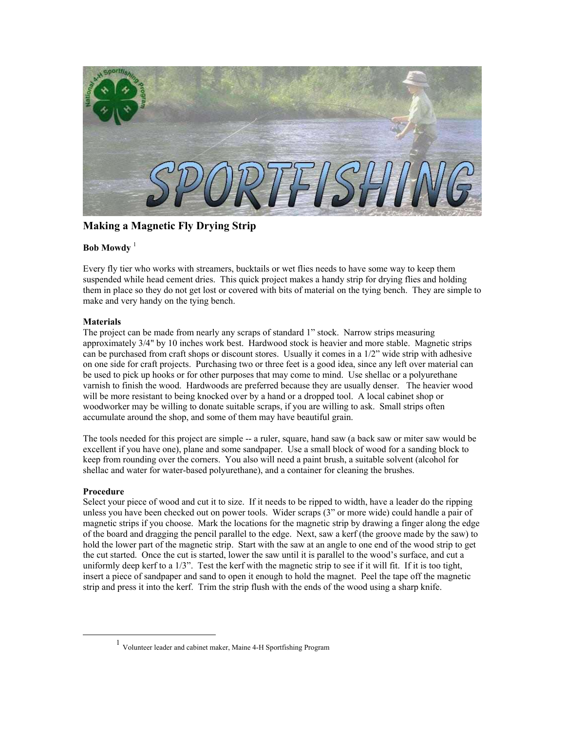# Making a Magnetic Fly Drying Strip

**Bob Mowdy** [1]

Every fly tier who works with streamers, bucktails or wet flies needs to have some way to keep them suspended while head cement dries. This quick project makes a handy strip for drying flies and holding them in place so they do not get lost or covered with bits of material on the tying bench. They are simple to make and very handy on the tying bench.

**Materials**

The project can be made from nearly any scraps of standard 1" stock. Narrow strips measuring approximately 3/4" by 10 inches work best. Hardwood stock is heavier and more stable. Magnetic strips can be purchased from craft shops or discount stores. Usually it comes in a 1/2" wide strip with adhesive on one side for craft projects. Purchasing two or three feet is a good idea, since any left over material can be used to pick up hooks or for other purposes that may come to mind. Use shellac or a polyurethane varnish to finish the wood. Hardwoods are preferred because they are usually denser. The heavier wood will be more resistant to being knocked over by a hand or a dropped tool. A local cabinet shop or woodworker may be willing to donate suitable scraps, if you are willing to ask. Small strips often accumulate around the shop, and some of them may have beautiful grain.

The tools needed for this project are simple -- a ruler, square, hand saw (a back saw or miter saw would be excellent if you have one), plane and some sandpaper. Use a small block of wood for a sanding block to keep from rounding over the corners. You also will need a paint brush, a suitable solvent (alcohol for shellac and water for water-based polyurethane), and a container for cleaning the brushes.

**Procedure**

Select your piece of wood and cut it to size. If it needs to be ripped to width, have a leader do the ripping unless you have been checked out on power tools. Wider scraps (3" or more wide) could handle a pair of magnetic strips if you choose. Mark the locations for the magnetic strip by drawing a finger along the edge of the board and dragging the pencil parallel to the edge. Next, saw a kerf (the groove made by the saw) to hold the lower part of the magnetic strip. Start with the saw at an angle to one end of the wood strip to get the cut started. Once the cut is started, lower the saw until it is parallel to the wood's surface, and cut a uniformly deep kerf to a 1/3". Test the kerf with the magnetic strip to see if it will fit. If it is too tight, insert a piece of sandpaper and sand to open it enough to hold the magnet. Peel the tape off the magnetic strip and press it into the kerf. Trim the strip flush with the ends of the wood using a sharp knife.

[1] Volunteer leader and cabinet maker, Maine 4-H Sportfishing Program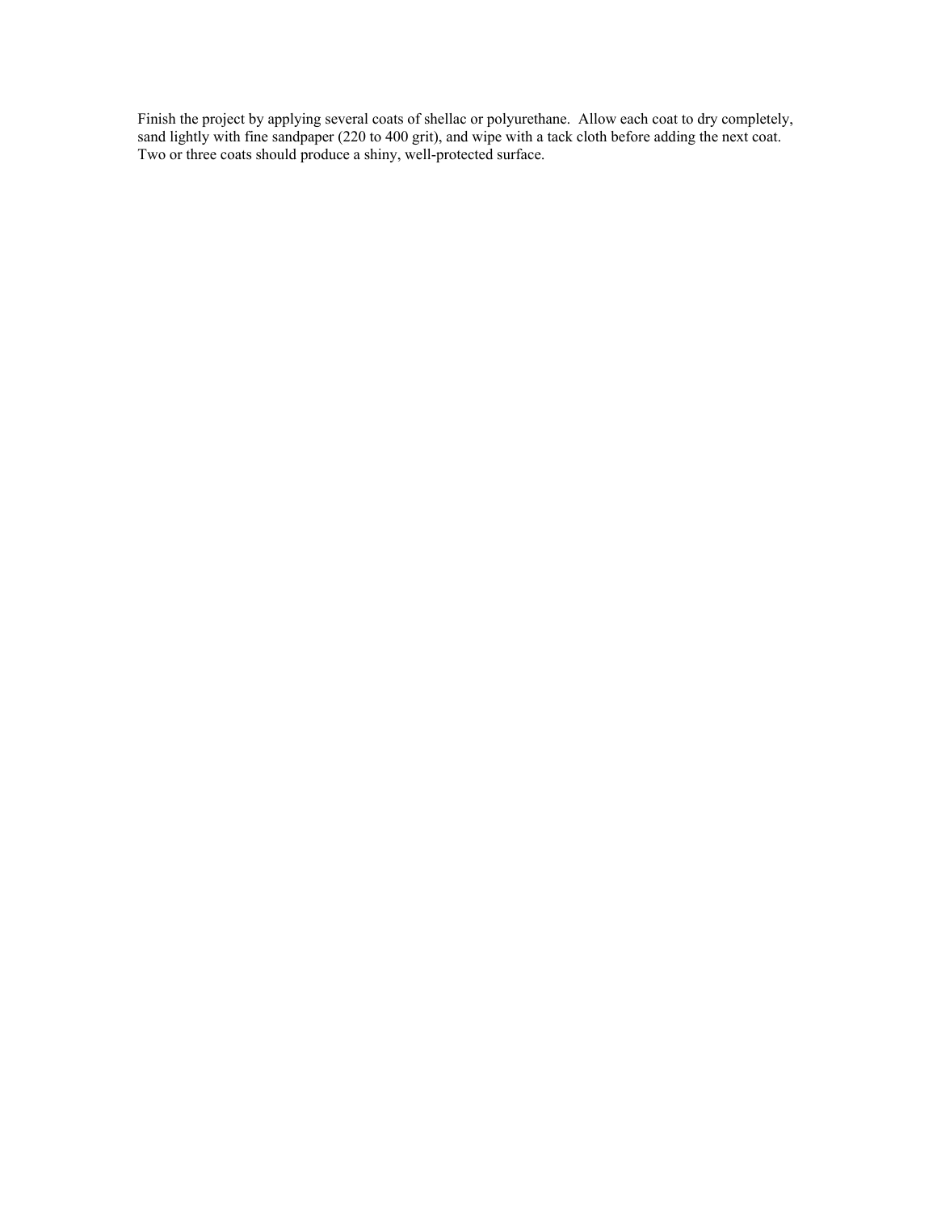Finish the project by applying several coats of shellac or polyurethane. Allow each coat to dry completely, sand lightly with fine sandpaper (220 to 400 grit), and wipe with a tack cloth before adding the next coat. Two or three coats should produce a shiny, well-protected surface.